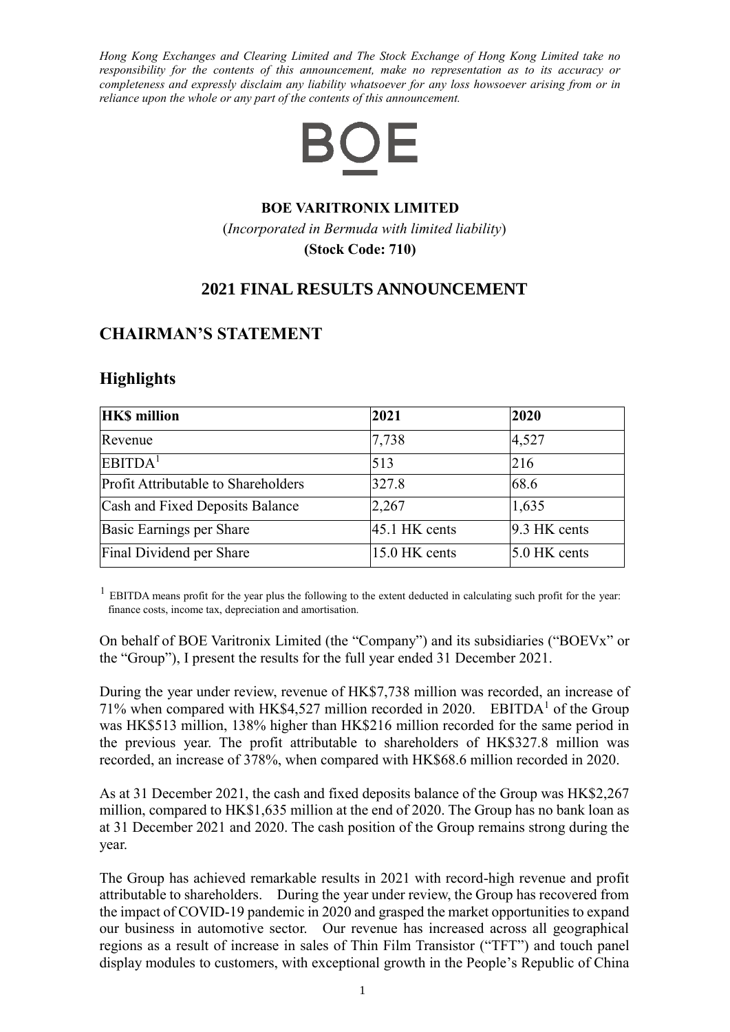*Hong Kong Exchanges and Clearing Limited and The Stock Exchange of Hong Kong Limited take no responsibility for the contents of this announcement, make no representation as to its accuracy or completeness and expressly disclaim any liability whatsoever for any loss howsoever arising from or in reliance upon the whole or any part of the contents of this announcement.*

BOE

**BOE VARITRONIX LIMITED**

(*Incorporated in Bermuda with limited liability*)

**(Stock Code: 710)**

# 2021 FINAL RESULTS ANNOUNCEMENT

## CHAIRMAN'S STATEMENT

## Highlights

| HK$ million | 2021 | 2020 |
|---|---|---|
| Revenue | 7,738 | 4,527 |
| EBITDA[1] | 513 | 216 |
| Profit Attributable to Shareholders | 327.8 | 68.6 |
| Cash and Fixed Deposits Balance | 2,267 | 1,635 |
| Basic Earnings per Share | 45.1 HK cents | 9.3 HK cents |
| Final Dividend per Share | 15.0 HK cents | 5.0 HK cents |

[1] EBITDA means profit for the year plus the following to the extent deducted in calculating such profit for the year: finance costs, income tax, depreciation and amortisation.

On behalf of BOE Varitronix Limited (the "Company") and its subsidiaries ("BOEVx" or the "Group"), I present the results for the full year ended 31 December 2021.

During the year under review, revenue of HK$7,738 million was recorded, an increase of 71% when compared with HK$4,527 million recorded in 2020. EBITDA[1] of the Group was HK$513 million, 138% higher than HK$216 million recorded for the same period in the previous year. The profit attributable to shareholders of HK$327.8 million was recorded, an increase of 378%, when compared with HK$68.6 million recorded in 2020.

As at 31 December 2021, the cash and fixed deposits balance of the Group was HK$2,267 million, compared to HK$1,635 million at the end of 2020. The Group has no bank loan as at 31 December 2021 and 2020. The cash position of the Group remains strong during the year.

The Group has achieved remarkable results in 2021 with record-high revenue and profit attributable to shareholders. During the year under review, the Group has recovered from the impact of COVID-19 pandemic in 2020 and grasped the market opportunities to expand our business in automotive sector. Our revenue has increased across all geographical regions as a result of increase in sales of Thin Film Transistor ("TFT") and touch panel display modules to customers, with exceptional growth in the People's Republic of China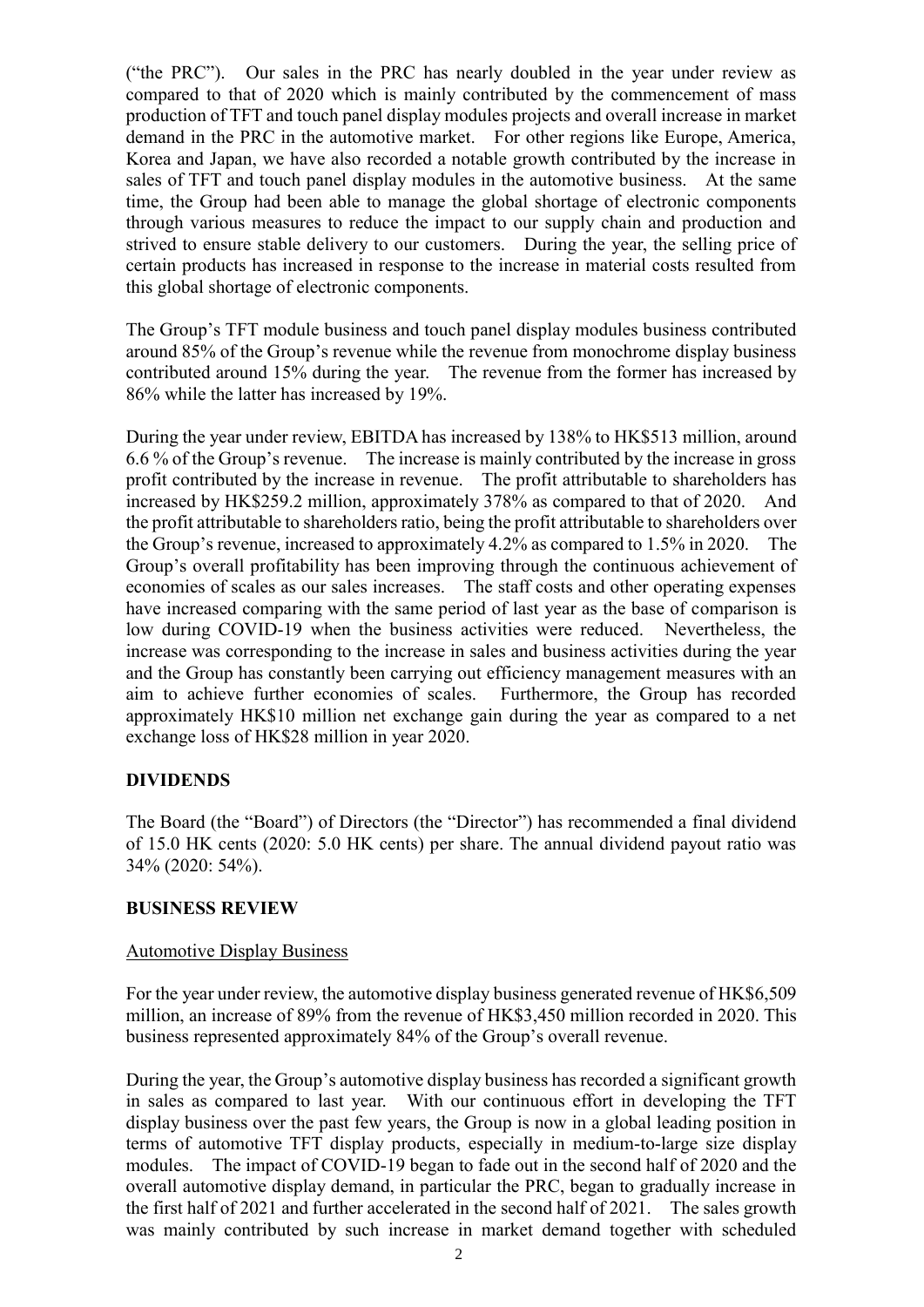("the PRC"). Our sales in the PRC has nearly doubled in the year under review as compared to that of 2020 which is mainly contributed by the commencement of mass production of TFT and touch panel display modules projects and overall increase in market demand in the PRC in the automotive market. For other regions like Europe, America, Korea and Japan, we have also recorded a notable growth contributed by the increase in sales of TFT and touch panel display modules in the automotive business. At the same time, the Group had been able to manage the global shortage of electronic components through various measures to reduce the impact to our supply chain and production and strived to ensure stable delivery to our customers. During the year, the selling price of certain products has increased in response to the increase in material costs resulted from this global shortage of electronic components.

The Group's TFT module business and touch panel display modules business contributed around 85% of the Group's revenue while the revenue from monochrome display business contributed around 15% during the year. The revenue from the former has increased by 86% while the latter has increased by 19%.

During the year under review, EBITDA has increased by 138% to HK$513 million, around 6.6 % of the Group's revenue. The increase is mainly contributed by the increase in gross profit contributed by the increase in revenue. The profit attributable to shareholders has increased by HK$259.2 million, approximately 378% as compared to that of 2020. And the profit attributable to shareholders ratio, being the profit attributable to shareholders over the Group's revenue, increased to approximately 4.2% as compared to 1.5% in 2020. The Group's overall profitability has been improving through the continuous achievement of economies of scales as our sales increases. The staff costs and other operating expenses have increased comparing with the same period of last year as the base of comparison is low during COVID-19 when the business activities were reduced. Nevertheless, the increase was corresponding to the increase in sales and business activities during the year and the Group has constantly been carrying out efficiency management measures with an aim to achieve further economies of scales. Furthermore, the Group has recorded approximately HK$10 million net exchange gain during the year as compared to a net exchange loss of HK$28 million in year 2020.

## DIVIDENDS

The Board (the "Board") of Directors (the "Director") has recommended a final dividend of 15.0 HK cents (2020: 5.0 HK cents) per share. The annual dividend payout ratio was 34% (2020: 54%).

## BUSINESS REVIEW

### Automotive Display Business

For the year under review, the automotive display business generated revenue of HK$6,509 million, an increase of 89% from the revenue of HK$3,450 million recorded in 2020. This business represented approximately 84% of the Group's overall revenue.

During the year, the Group's automotive display business has recorded a significant growth in sales as compared to last year. With our continuous effort in developing the TFT display business over the past few years, the Group is now in a global leading position in terms of automotive TFT display products, especially in medium-to-large size display modules. The impact of COVID-19 began to fade out in the second half of 2020 and the overall automotive display demand, in particular the PRC, began to gradually increase in the first half of 2021 and further accelerated in the second half of 2021. The sales growth was mainly contributed by such increase in market demand together with scheduled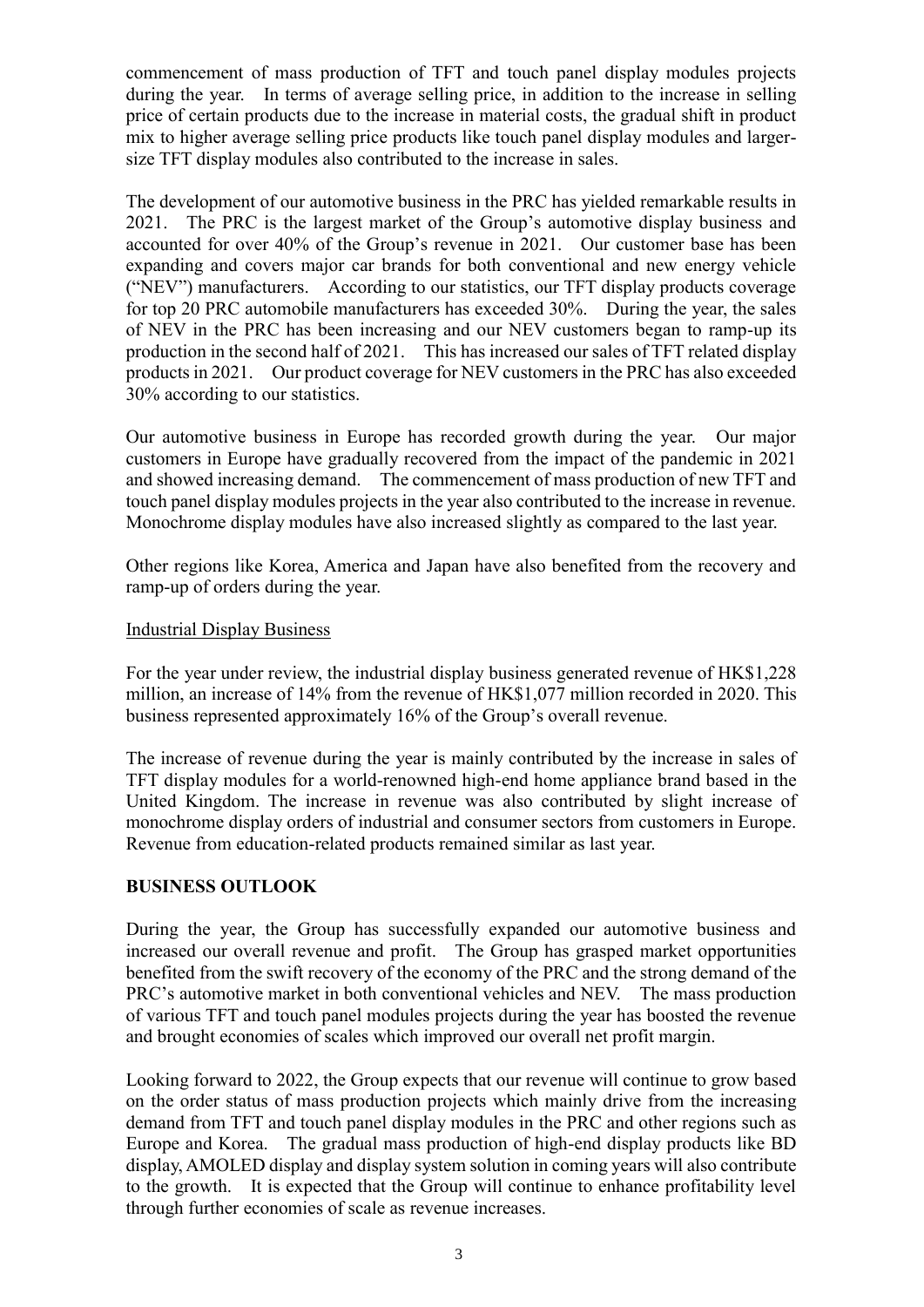commencement of mass production of TFT and touch panel display modules projects during the year. In terms of average selling price, in addition to the increase in selling price of certain products due to the increase in material costs, the gradual shift in product mix to higher average selling price products like touch panel display modules and larger-size TFT display modules also contributed to the increase in sales.

The development of our automotive business in the PRC has yielded remarkable results in 2021. The PRC is the largest market of the Group's automotive display business and accounted for over 40% of the Group's revenue in 2021. Our customer base has been expanding and covers major car brands for both conventional and new energy vehicle ("NEV") manufacturers. According to our statistics, our TFT display products coverage for top 20 PRC automobile manufacturers has exceeded 30%. During the year, the sales of NEV in the PRC has been increasing and our NEV customers began to ramp-up its production in the second half of 2021. This has increased our sales of TFT related display products in 2021. Our product coverage for NEV customers in the PRC has also exceeded 30% according to our statistics.

Our automotive business in Europe has recorded growth during the year. Our major customers in Europe have gradually recovered from the impact of the pandemic in 2021 and showed increasing demand. The commencement of mass production of new TFT and touch panel display modules projects in the year also contributed to the increase in revenue. Monochrome display modules have also increased slightly as compared to the last year.

Other regions like Korea, America and Japan have also benefited from the recovery and ramp-up of orders during the year.

Industrial Display Business

For the year under review, the industrial display business generated revenue of HK$1,228 million, an increase of 14% from the revenue of HK$1,077 million recorded in 2020. This business represented approximately 16% of the Group's overall revenue.

The increase of revenue during the year is mainly contributed by the increase in sales of TFT display modules for a world-renowned high-end home appliance brand based in the United Kingdom. The increase in revenue was also contributed by slight increase of monochrome display orders of industrial and consumer sectors from customers in Europe. Revenue from education-related products remained similar as last year.

## BUSINESS OUTLOOK

During the year, the Group has successfully expanded our automotive business and increased our overall revenue and profit. The Group has grasped market opportunities benefited from the swift recovery of the economy of the PRC and the strong demand of the PRC's automotive market in both conventional vehicles and NEV. The mass production of various TFT and touch panel modules projects during the year has boosted the revenue and brought economies of scales which improved our overall net profit margin.

Looking forward to 2022, the Group expects that our revenue will continue to grow based on the order status of mass production projects which mainly drive from the increasing demand from TFT and touch panel display modules in the PRC and other regions such as Europe and Korea. The gradual mass production of high-end display products like BD display, AMOLED display and display system solution in coming years will also contribute to the growth. It is expected that the Group will continue to enhance profitability level through further economies of scale as revenue increases.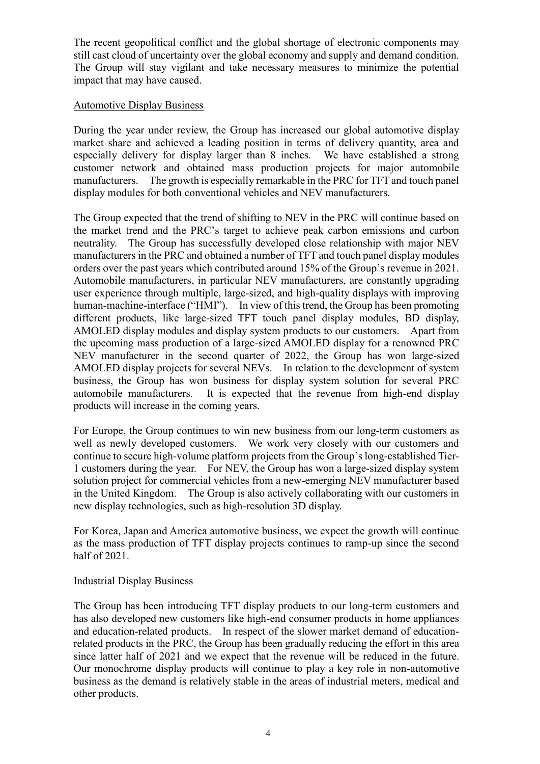The recent geopolitical conflict and the global shortage of electronic components may still cast cloud of uncertainty over the global economy and supply and demand condition. The Group will stay vigilant and take necessary measures to minimize the potential impact that may have caused.

Automotive Display Business

During the year under review, the Group has increased our global automotive display market share and achieved a leading position in terms of delivery quantity, area and especially delivery for display larger than 8 inches. We have established a strong customer network and obtained mass production projects for major automobile manufacturers. The growth is especially remarkable in the PRC for TFT and touch panel display modules for both conventional vehicles and NEV manufacturers.

The Group expected that the trend of shifting to NEV in the PRC will continue based on the market trend and the PRC's target to achieve peak carbon emissions and carbon neutrality. The Group has successfully developed close relationship with major NEV manufacturers in the PRC and obtained a number of TFT and touch panel display modules orders over the past years which contributed around 15% of the Group's revenue in 2021. Automobile manufacturers, in particular NEV manufacturers, are constantly upgrading user experience through multiple, large-sized, and high-quality displays with improving human-machine-interface ("HMI"). In view of this trend, the Group has been promoting different products, like large-sized TFT touch panel display modules, BD display, AMOLED display modules and display system products to our customers. Apart from the upcoming mass production of a large-sized AMOLED display for a renowned PRC NEV manufacturer in the second quarter of 2022, the Group has won large-sized AMOLED display projects for several NEVs. In relation to the development of system business, the Group has won business for display system solution for several PRC automobile manufacturers. It is expected that the revenue from high-end display products will increase in the coming years.

For Europe, the Group continues to win new business from our long-term customers as well as newly developed customers. We work very closely with our customers and continue to secure high-volume platform projects from the Group's long-established Tier-1 customers during the year. For NEV, the Group has won a large-sized display system solution project for commercial vehicles from a new-emerging NEV manufacturer based in the United Kingdom. The Group is also actively collaborating with our customers in new display technologies, such as high-resolution 3D display.

For Korea, Japan and America automotive business, we expect the growth will continue as the mass production of TFT display projects continues to ramp-up since the second half of 2021.

Industrial Display Business

The Group has been introducing TFT display products to our long-term customers and has also developed new customers like high-end consumer products in home appliances and education-related products. In respect of the slower market demand of education-related products in the PRC, the Group has been gradually reducing the effort in this area since latter half of 2021 and we expect that the revenue will be reduced in the future. Our monochrome display products will continue to play a key role in non-automotive business as the demand is relatively stable in the areas of industrial meters, medical and other products.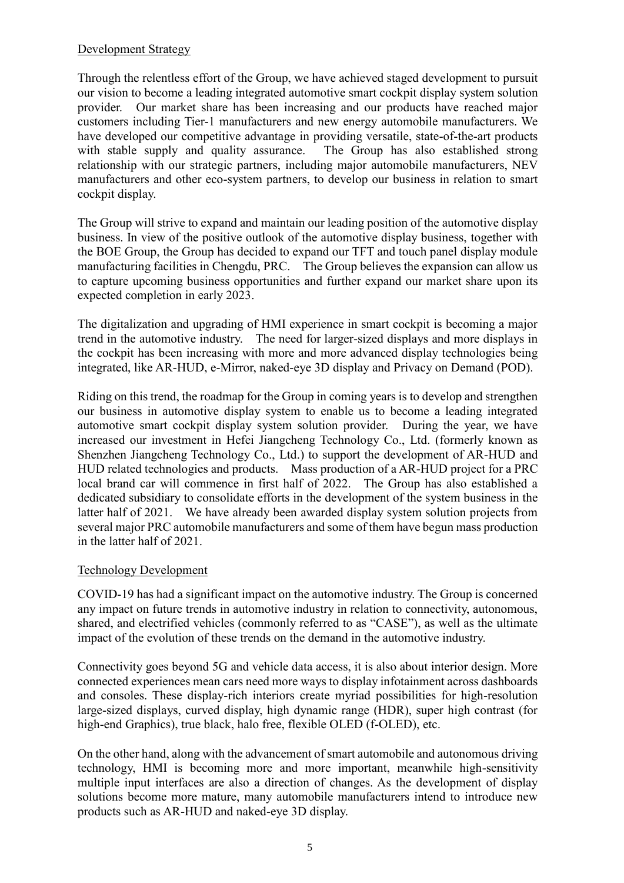## Development Strategy

Through the relentless effort of the Group, we have achieved staged development to pursuit our vision to become a leading integrated automotive smart cockpit display system solution provider. Our market share has been increasing and our products have reached major customers including Tier-1 manufacturers and new energy automobile manufacturers. We have developed our competitive advantage in providing versatile, state-of-the-art products with stable supply and quality assurance. The Group has also established strong relationship with our strategic partners, including major automobile manufacturers, NEV manufacturers and other eco-system partners, to develop our business in relation to smart cockpit display.

The Group will strive to expand and maintain our leading position of the automotive display business. In view of the positive outlook of the automotive display business, together with the BOE Group, the Group has decided to expand our TFT and touch panel display module manufacturing facilities in Chengdu, PRC. The Group believes the expansion can allow us to capture upcoming business opportunities and further expand our market share upon its expected completion in early 2023.

The digitalization and upgrading of HMI experience in smart cockpit is becoming a major trend in the automotive industry. The need for larger-sized displays and more displays in the cockpit has been increasing with more and more advanced display technologies being integrated, like AR-HUD, e-Mirror, naked-eye 3D display and Privacy on Demand (POD).

Riding on this trend, the roadmap for the Group in coming years is to develop and strengthen our business in automotive display system to enable us to become a leading integrated automotive smart cockpit display system solution provider. During the year, we have increased our investment in Hefei Jiangcheng Technology Co., Ltd. (formerly known as Shenzhen Jiangcheng Technology Co., Ltd.) to support the development of AR-HUD and HUD related technologies and products. Mass production of a AR-HUD project for a PRC local brand car will commence in first half of 2022. The Group has also established a dedicated subsidiary to consolidate efforts in the development of the system business in the latter half of 2021. We have already been awarded display system solution projects from several major PRC automobile manufacturers and some of them have begun mass production in the latter half of 2021.

## Technology Development

COVID-19 has had a significant impact on the automotive industry. The Group is concerned any impact on future trends in automotive industry in relation to connectivity, autonomous, shared, and electrified vehicles (commonly referred to as "CASE"), as well as the ultimate impact of the evolution of these trends on the demand in the automotive industry.

Connectivity goes beyond 5G and vehicle data access, it is also about interior design. More connected experiences mean cars need more ways to display infotainment across dashboards and consoles. These display-rich interiors create myriad possibilities for high-resolution large-sized displays, curved display, high dynamic range (HDR), super high contrast (for high-end Graphics), true black, halo free, flexible OLED (f-OLED), etc.

On the other hand, along with the advancement of smart automobile and autonomous driving technology, HMI is becoming more and more important, meanwhile high-sensitivity multiple input interfaces are also a direction of changes. As the development of display solutions become more mature, many automobile manufacturers intend to introduce new products such as AR-HUD and naked-eye 3D display.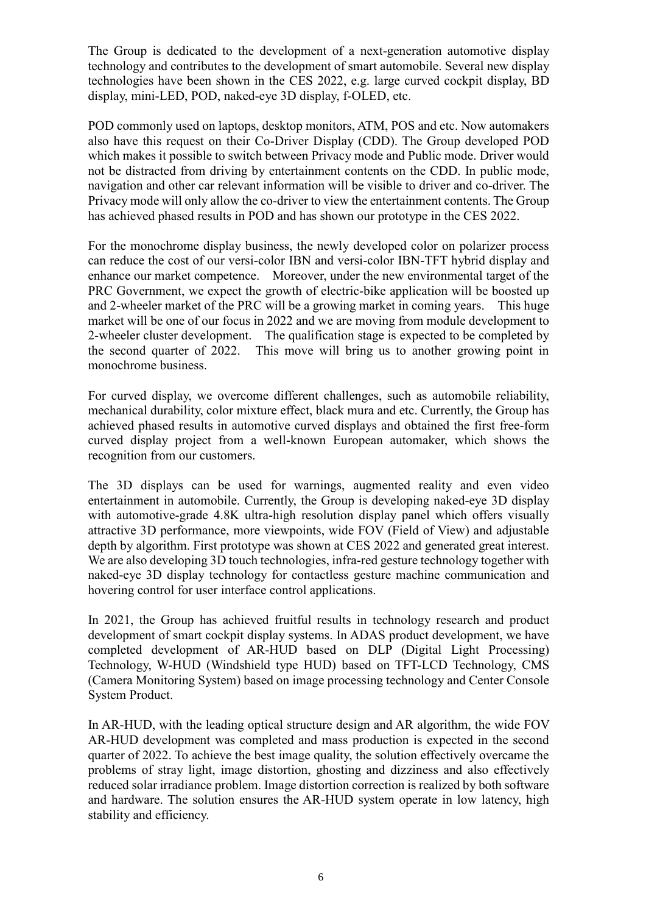The Group is dedicated to the development of a next-generation automotive display technology and contributes to the development of smart automobile. Several new display technologies have been shown in the CES 2022, e.g. large curved cockpit display, BD display, mini-LED, POD, naked-eye 3D display, f-OLED, etc.

POD commonly used on laptops, desktop monitors, ATM, POS and etc. Now automakers also have this request on their Co-Driver Display (CDD). The Group developed POD which makes it possible to switch between Privacy mode and Public mode. Driver would not be distracted from driving by entertainment contents on the CDD. In public mode, navigation and other car relevant information will be visible to driver and co-driver. The Privacy mode will only allow the co-driver to view the entertainment contents. The Group has achieved phased results in POD and has shown our prototype in the CES 2022.

For the monochrome display business, the newly developed color on polarizer process can reduce the cost of our versi-color IBN and versi-color IBN-TFT hybrid display and enhance our market competence. Moreover, under the new environmental target of the PRC Government, we expect the growth of electric-bike application will be boosted up and 2-wheeler market of the PRC will be a growing market in coming years. This huge market will be one of our focus in 2022 and we are moving from module development to 2-wheeler cluster development. The qualification stage is expected to be completed by the second quarter of 2022. This move will bring us to another growing point in monochrome business.

For curved display, we overcome different challenges, such as automobile reliability, mechanical durability, color mixture effect, black mura and etc. Currently, the Group has achieved phased results in automotive curved displays and obtained the first free-form curved display project from a well-known European automaker, which shows the recognition from our customers.

The 3D displays can be used for warnings, augmented reality and even video entertainment in automobile. Currently, the Group is developing naked-eye 3D display with automotive-grade 4.8K ultra-high resolution display panel which offers visually attractive 3D performance, more viewpoints, wide FOV (Field of View) and adjustable depth by algorithm. First prototype was shown at CES 2022 and generated great interest. We are also developing 3D touch technologies, infra-red gesture technology together with naked-eye 3D display technology for contactless gesture machine communication and hovering control for user interface control applications.

In 2021, the Group has achieved fruitful results in technology research and product development of smart cockpit display systems. In ADAS product development, we have completed development of AR-HUD based on DLP (Digital Light Processing) Technology, W-HUD (Windshield type HUD) based on TFT-LCD Technology, CMS (Camera Monitoring System) based on image processing technology and Center Console System Product.

In AR-HUD, with the leading optical structure design and AR algorithm, the wide FOV AR-HUD development was completed and mass production is expected in the second quarter of 2022. To achieve the best image quality, the solution effectively overcame the problems of stray light, image distortion, ghosting and dizziness and also effectively reduced solar irradiance problem. Image distortion correction is realized by both software and hardware. The solution ensures the AR-HUD system operate in low latency, high stability and efficiency.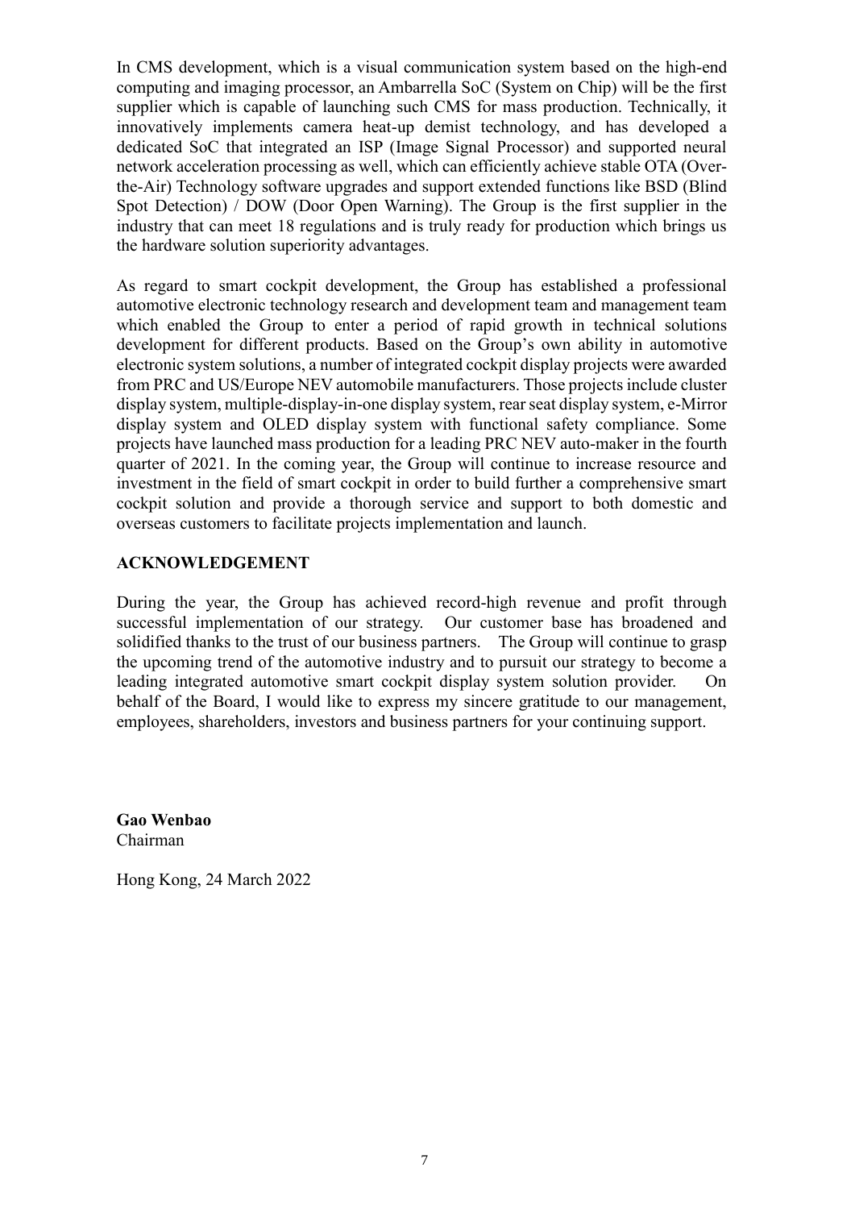In CMS development, which is a visual communication system based on the high-end computing and imaging processor, an Ambarrella SoC (System on Chip) will be the first supplier which is capable of launching such CMS for mass production. Technically, it innovatively implements camera heat-up demist technology, and has developed a dedicated SoC that integrated an ISP (Image Signal Processor) and supported neural network acceleration processing as well, which can efficiently achieve stable OTA (Over-the-Air) Technology software upgrades and support extended functions like BSD (Blind Spot Detection) / DOW (Door Open Warning). The Group is the first supplier in the industry that can meet 18 regulations and is truly ready for production which brings us the hardware solution superiority advantages.

As regard to smart cockpit development, the Group has established a professional automotive electronic technology research and development team and management team which enabled the Group to enter a period of rapid growth in technical solutions development for different products. Based on the Group's own ability in automotive electronic system solutions, a number of integrated cockpit display projects were awarded from PRC and US/Europe NEV automobile manufacturers. Those projects include cluster display system, multiple-display-in-one display system, rear seat display system, e-Mirror display system and OLED display system with functional safety compliance. Some projects have launched mass production for a leading PRC NEV auto-maker in the fourth quarter of 2021. In the coming year, the Group will continue to increase resource and investment in the field of smart cockpit in order to build further a comprehensive smart cockpit solution and provide a thorough service and support to both domestic and overseas customers to facilitate projects implementation and launch.

## ACKNOWLEDGEMENT

During the year, the Group has achieved record-high revenue and profit through successful implementation of our strategy. Our customer base has broadened and solidified thanks to the trust of our business partners. The Group will continue to grasp the upcoming trend of the automotive industry and to pursuit our strategy to become a leading integrated automotive smart cockpit display system solution provider. On behalf of the Board, I would like to express my sincere gratitude to our management, employees, shareholders, investors and business partners for your continuing support.

**Gao Wenbao**
Chairman

Hong Kong, 24 March 2022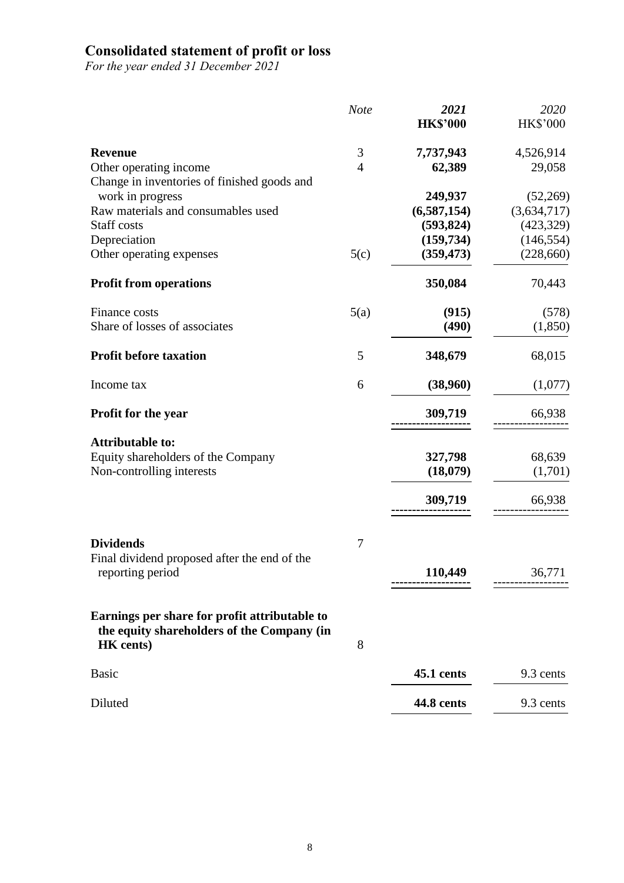# Consolidated statement of profit or loss

*For the year ended 31 December 2021*

| | *Note* | ***2021*** **HK$'000** | *2020* HK$'000 |
|---|---|---|---|
| **Revenue** | 3 | **7,737,943** | 4,526,914 |
| Other operating income | 4 | **62,389** | 29,058 |
| Change in inventories of finished goods and work in progress | | **249,937** | (52,269) |
| Raw materials and consumables used | | **(6,587,154)** | (3,634,717) |
| Staff costs | | **(593,824)** | (423,329) |
| Depreciation | | **(159,734)** | (146,554) |
| Other operating expenses | 5(c) | **(359,473)** | (228,660) |
| **Profit from operations** | | **350,084** | 70,443 |
| Finance costs | 5(a) | **(915)** | (578) |
| Share of losses of associates | | **(490)** | (1,850) |
| **Profit before taxation** | 5 | **348,679** | 68,015 |
| Income tax | 6 | **(38,960)** | (1,077) |
| **Profit for the year** | | **309,719** | 66,938 |
| **Attributable to:** | | | |
| Equity shareholders of the Company | | **327,798** | 68,639 |
| Non-controlling interests | | **(18,079)** | (1,701) |
| | | **309,719** | 66,938 |
| **Dividends** | 7 | | |
| Final dividend proposed after the end of the reporting period | | **110,449** | 36,771 |
| **Earnings per share for profit attributable to the equity shareholders of the Company (in HK cents)** | 8 | | |
| Basic | | **45.1 cents** | 9.3 cents |
| Diluted | | **44.8 cents** | 9.3 cents |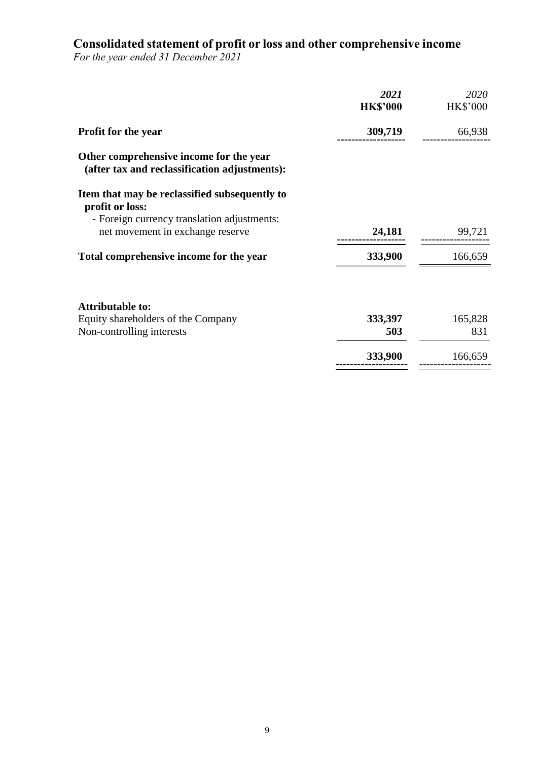# Consolidated statement of profit or loss and other comprehensive income

*For the year ended 31 December 2021*

| | ***2021*** | *2020* |
|---|---|---|
| | **HK$'000** | HK$'000 |
| **Profit for the year** | **309,719** | 66,938 |
| **Other comprehensive income for the year (after tax and reclassification adjustments):** | | |
| **Item that may be reclassified subsequently to profit or loss:** | | |
| - Foreign currency translation adjustments: net movement in exchange reserve | **24,181** | 99,721 |
| **Total comprehensive income for the year** | **333,900** | 166,659 |
| | | |
| **Attributable to:** | | |
| Equity shareholders of the Company | **333,397** | 165,828 |
| Non-controlling interests | **503** | 831 |
| | **333,900** | 166,659 |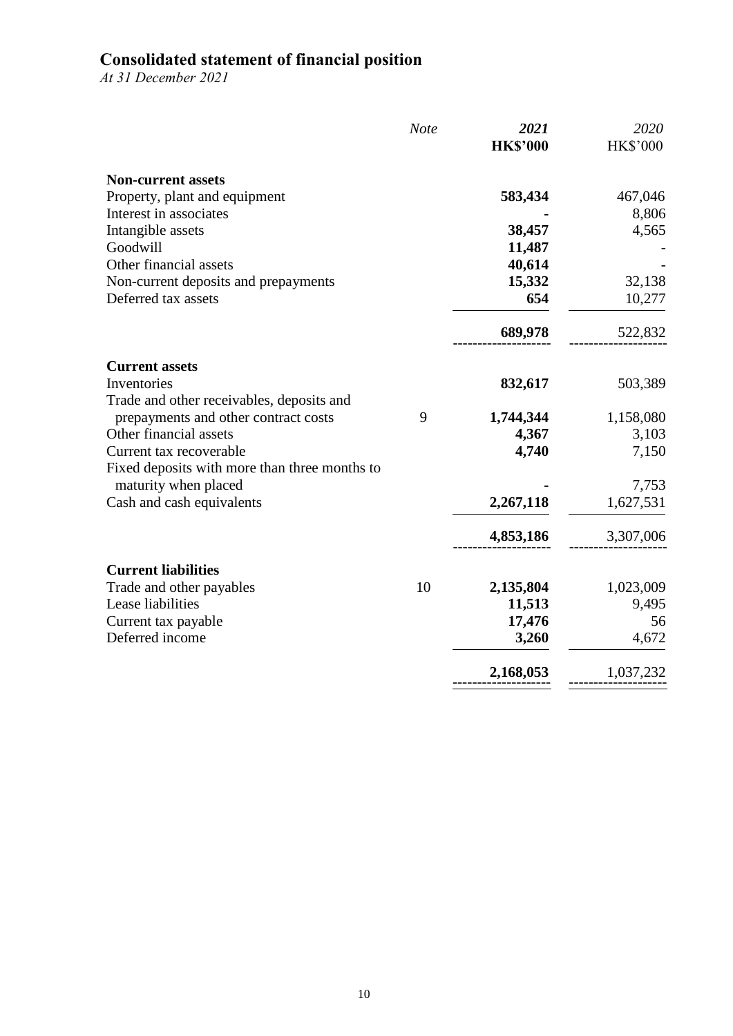# Consolidated statement of financial position

*At 31 December 2021*

| | *Note* | ***2021*** | *2020* |
|---|---|---|---|
| | | **HK$'000** | HK$'000 |
| **Non-current assets** | | | |
| Property, plant and equipment | | **583,434** | 467,046 |
| Interest in associates | | **-** | 8,806 |
| Intangible assets | | **38,457** | 4,565 |
| Goodwill | | **11,487** | - |
| Other financial assets | | **40,614** | - |
| Non-current deposits and prepayments | | **15,332** | 32,138 |
| Deferred tax assets | | **654** | 10,277 |
| | | **689,978** | 522,832 |
| **Current assets** | | | |
| Inventories | | **832,617** | 503,389 |
| Trade and other receivables, deposits and prepayments and other contract costs | 9 | **1,744,344** | 1,158,080 |
| Other financial assets | | **4,367** | 3,103 |
| Current tax recoverable | | **4,740** | 7,150 |
| Fixed deposits with more than three months to maturity when placed | | **-** | 7,753 |
| Cash and cash equivalents | | **2,267,118** | 1,627,531 |
| | | **4,853,186** | 3,307,006 |
| **Current liabilities** | | | |
| Trade and other payables | 10 | **2,135,804** | 1,023,009 |
| Lease liabilities | | **11,513** | 9,495 |
| Current tax payable | | **17,476** | 56 |
| Deferred income | | **3,260** | 4,672 |
| | | **2,168,053** | 1,037,232 |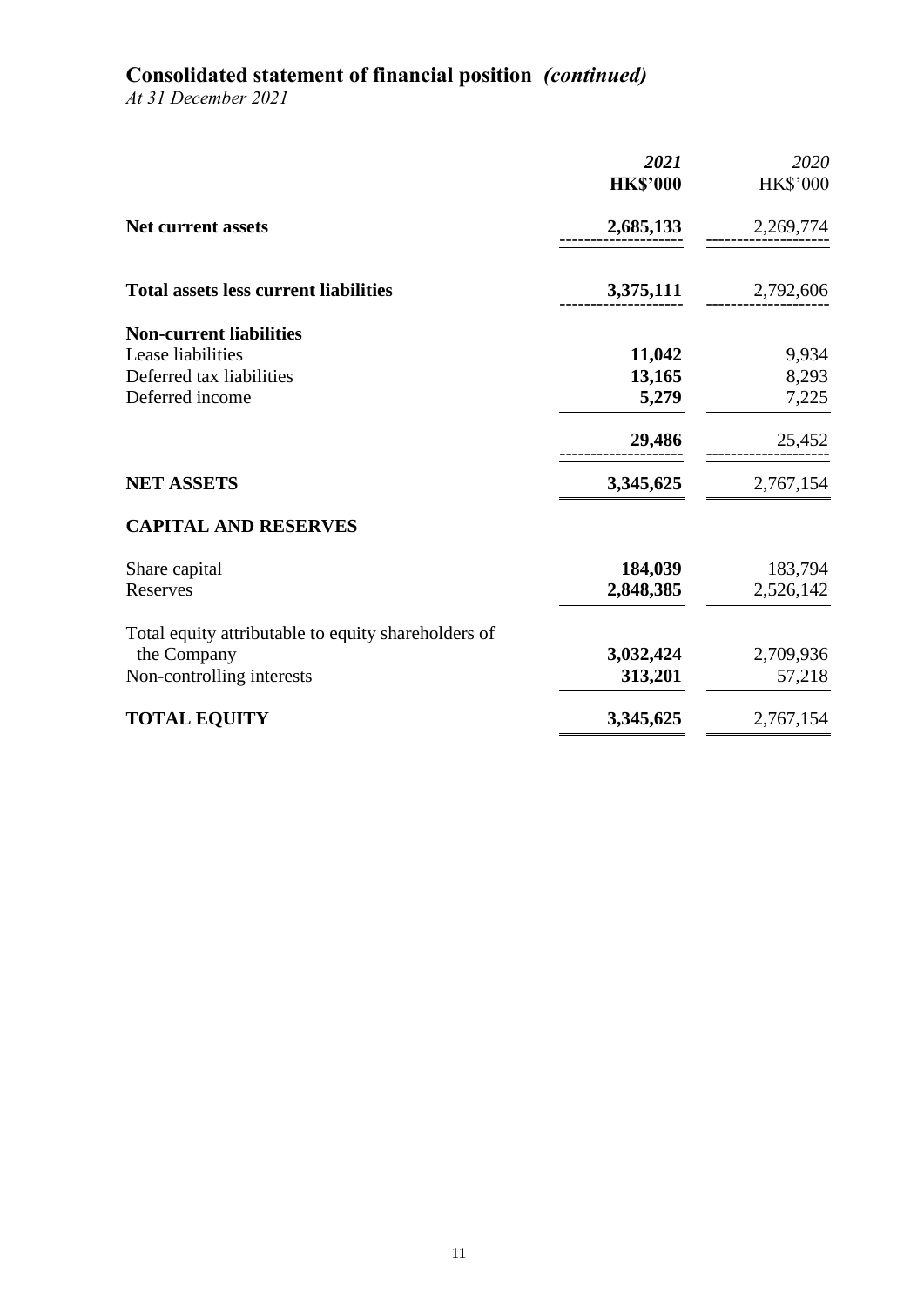# Consolidated statement of financial position *(continued)*

*At 31 December 2021*

| | *2021* | *2020* |
|---|---|---|
| | **HK$'000** | HK$'000 |
| **Net current assets** | **2,685,133** | 2,269,774 |
| **Total assets less current liabilities** | **3,375,111** | 2,792,606 |
| **Non-current liabilities** | | |
| Lease liabilities | **11,042** | 9,934 |
| Deferred tax liabilities | **13,165** | 8,293 |
| Deferred income | **5,279** | 7,225 |
| | **29,486** | 25,452 |
| **NET ASSETS** | **3,345,625** | 2,767,154 |
| **CAPITAL AND RESERVES** | | |
| Share capital | **184,039** | 183,794 |
| Reserves | **2,848,385** | 2,526,142 |
| Total equity attributable to equity shareholders of the Company | **3,032,424** | 2,709,936 |
| Non-controlling interests | **313,201** | 57,218 |
| **TOTAL EQUITY** | **3,345,625** | 2,767,154 |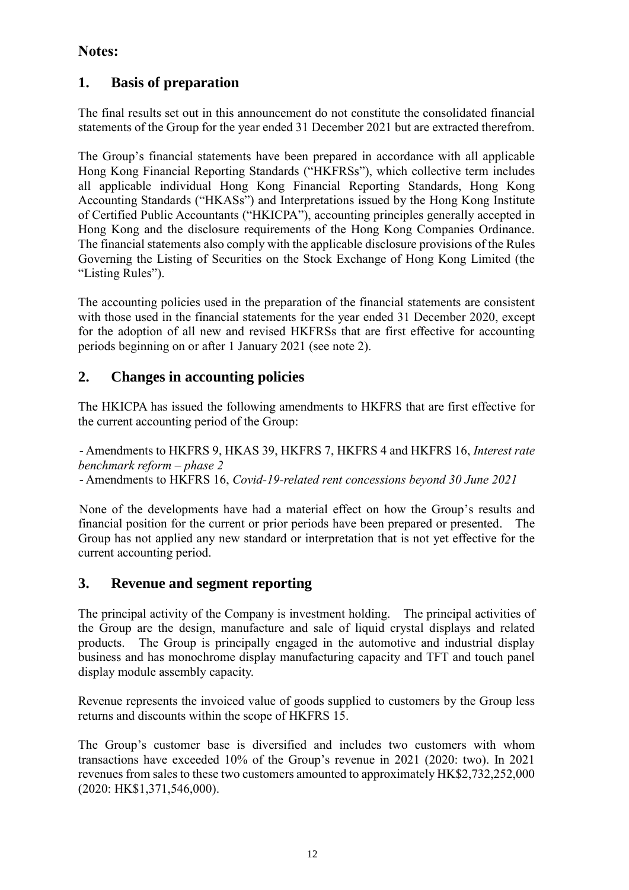## Notes:

## 1. Basis of preparation

The final results set out in this announcement do not constitute the consolidated financial statements of the Group for the year ended 31 December 2021 but are extracted therefrom.

The Group's financial statements have been prepared in accordance with all applicable Hong Kong Financial Reporting Standards ("HKFRSs"), which collective term includes all applicable individual Hong Kong Financial Reporting Standards, Hong Kong Accounting Standards ("HKASs") and Interpretations issued by the Hong Kong Institute of Certified Public Accountants ("HKICPA"), accounting principles generally accepted in Hong Kong and the disclosure requirements of the Hong Kong Companies Ordinance. The financial statements also comply with the applicable disclosure provisions of the Rules Governing the Listing of Securities on the Stock Exchange of Hong Kong Limited (the "Listing Rules").

The accounting policies used in the preparation of the financial statements are consistent with those used in the financial statements for the year ended 31 December 2020, except for the adoption of all new and revised HKFRSs that are first effective for accounting periods beginning on or after 1 January 2021 (see note 2).

## 2. Changes in accounting policies

The HKICPA has issued the following amendments to HKFRS that are first effective for the current accounting period of the Group:

- Amendments to HKFRS 9, HKAS 39, HKFRS 7, HKFRS 4 and HKFRS 16, *Interest rate benchmark reform – phase 2*
- Amendments to HKFRS 16, *Covid-19-related rent concessions beyond 30 June 2021*

None of the developments have had a material effect on how the Group's results and financial position for the current or prior periods have been prepared or presented. The Group has not applied any new standard or interpretation that is not yet effective for the current accounting period.

## 3. Revenue and segment reporting

The principal activity of the Company is investment holding. The principal activities of the Group are the design, manufacture and sale of liquid crystal displays and related products. The Group is principally engaged in the automotive and industrial display business and has monochrome display manufacturing capacity and TFT and touch panel display module assembly capacity.

Revenue represents the invoiced value of goods supplied to customers by the Group less returns and discounts within the scope of HKFRS 15.

The Group's customer base is diversified and includes two customers with whom transactions have exceeded 10% of the Group's revenue in 2021 (2020: two). In 2021 revenues from sales to these two customers amounted to approximately HK$2,732,252,000 (2020: HK$1,371,546,000).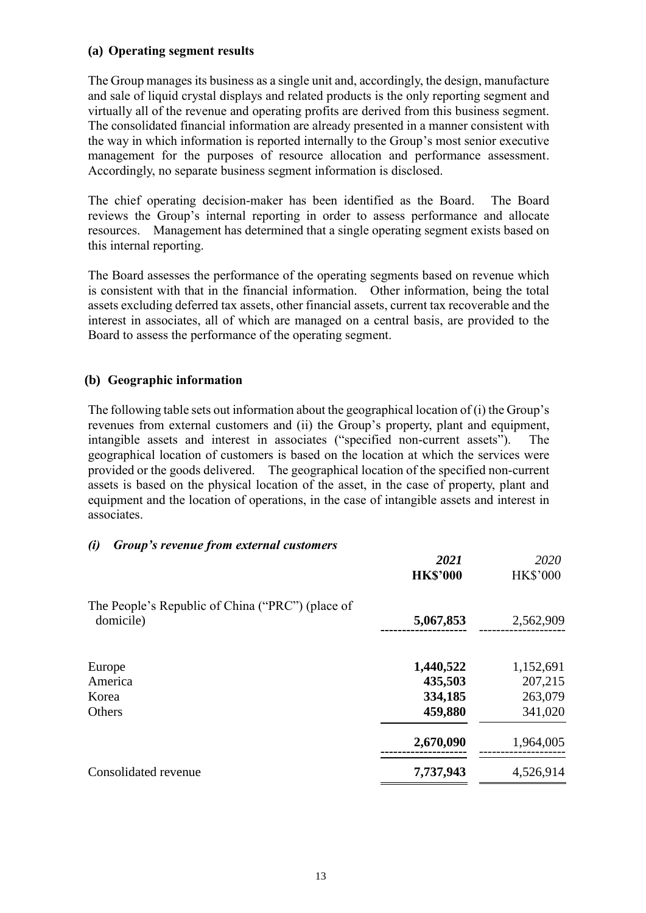### (a) Operating segment results

The Group manages its business as a single unit and, accordingly, the design, manufacture and sale of liquid crystal displays and related products is the only reporting segment and virtually all of the revenue and operating profits are derived from this business segment. The consolidated financial information are already presented in a manner consistent with the way in which information is reported internally to the Group's most senior executive management for the purposes of resource allocation and performance assessment. Accordingly, no separate business segment information is disclosed.

The chief operating decision-maker has been identified as the Board. The Board reviews the Group's internal reporting in order to assess performance and allocate resources. Management has determined that a single operating segment exists based on this internal reporting.

The Board assesses the performance of the operating segments based on revenue which is consistent with that in the financial information. Other information, being the total assets excluding deferred tax assets, other financial assets, current tax recoverable and the interest in associates, all of which are managed on a central basis, are provided to the Board to assess the performance of the operating segment.

### (b) Geographic information

The following table sets out information about the geographical location of (i) the Group's revenues from external customers and (ii) the Group's property, plant and equipment, intangible assets and interest in associates ("specified non-current assets"). The geographical location of customers is based on the location at which the services were provided or the goods delivered. The geographical location of the specified non-current assets is based on the physical location of the asset, in the case of property, plant and equipment and the location of operations, in the case of intangible assets and interest in associates.

#### *(i) Group's revenue from external customers*

| | ***2021*** **HK$'000** | *2020* HK$'000 |
|---|---|---|
| The People's Republic of China ("PRC") (place of domicile) | **5,067,853** | 2,562,909 |
| Europe | **1,440,522** | 1,152,691 |
| America | **435,503** | 207,215 |
| Korea | **334,185** | 263,079 |
| Others | **459,880** | 341,020 |
| | **2,670,090** | 1,964,005 |
| Consolidated revenue | **7,737,943** | 4,526,914 |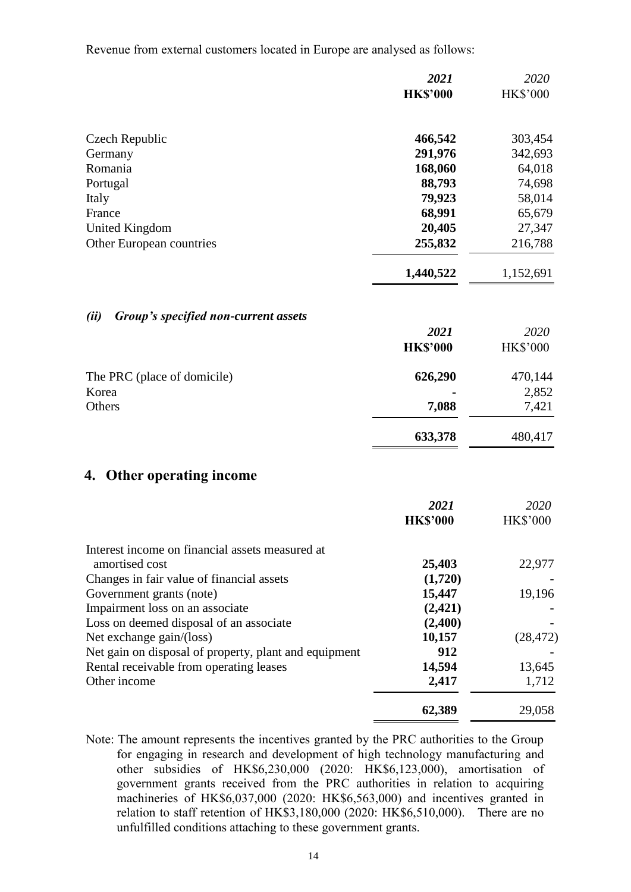Revenue from external customers located in Europe are analysed as follows:

| | *2021* | *2020* |
|---|---|---|
| | **HK$'000** | HK$'000 |
| Czech Republic | **466,542** | 303,454 |
| Germany | **291,976** | 342,693 |
| Romania | **168,060** | 64,018 |
| Portugal | **88,793** | 74,698 |
| Italy | **79,923** | 58,014 |
| France | **68,991** | 65,679 |
| United Kingdom | **20,405** | 27,347 |
| Other European countries | **255,832** | 216,788 |
| | **1,440,522** | 1,152,691 |

### *(ii) Group's specified non-current assets*

| | *2021* | *2020* |
|---|---|---|
| | **HK$'000** | HK$'000 |
| The PRC (place of domicile) | **626,290** | 470,144 |
| Korea | **-** | 2,852 |
| Others | **7,088** | 7,421 |
| | **633,378** | 480,417 |

## 4. Other operating income

| | *2021* | *2020* |
|---|---|---|
| | **HK$'000** | HK$'000 |
| Interest income on financial assets measured at amortised cost | **25,403** | 22,977 |
| Changes in fair value of financial assets | **(1,720)** | - |
| Government grants (note) | **15,447** | 19,196 |
| Impairment loss on an associate | **(2,421)** | - |
| Loss on deemed disposal of an associate | **(2,400)** | - |
| Net exchange gain/(loss) | **10,157** | (28,472) |
| Net gain on disposal of property, plant and equipment | **912** | - |
| Rental receivable from operating leases | **14,594** | 13,645 |
| Other income | **2,417** | 1,712 |
| | **62,389** | 29,058 |

Note: The amount represents the incentives granted by the PRC authorities to the Group for engaging in research and development of high technology manufacturing and other subsidies of HK$6,230,000 (2020: HK$6,123,000), amortisation of government grants received from the PRC authorities in relation to acquiring machineries of HK$6,037,000 (2020: HK$6,563,000) and incentives granted in relation to staff retention of HK$3,180,000 (2020: HK$6,510,000). There are no unfulfilled conditions attaching to these government grants.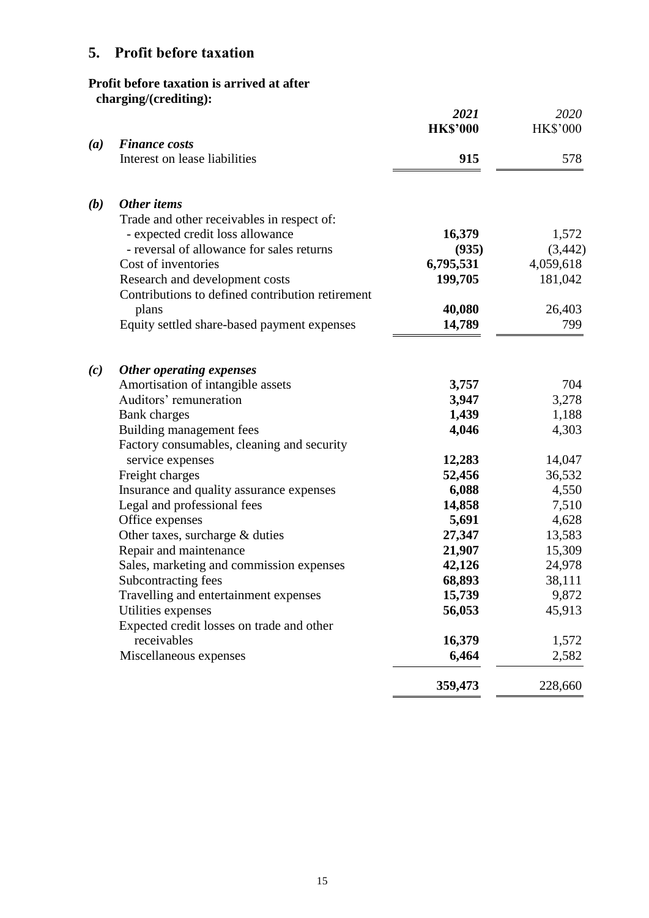## 5. Profit before taxation

**Profit before taxation is arrived at after charging/(crediting):**

| | | *2021* | *2020* |
|---|---|---|---|
| | | **HK$'000** | HK$'000 |
| ***(a)*** | ***Finance costs*** | | |
| | Interest on lease liabilities | **915** | 578 |
| ***(b)*** | ***Other items*** | | |
| | Trade and other receivables in respect of: | | |
| | - expected credit loss allowance | **16,379** | 1,572 |
| | - reversal of allowance for sales returns | **(935)** | (3,442) |
| | Cost of inventories | **6,795,531** | 4,059,618 |
| | Research and development costs | **199,705** | 181,042 |
| | Contributions to defined contribution retirement plans | **40,080** | 26,403 |
| | Equity settled share-based payment expenses | **14,789** | 799 |
| ***(c)*** | ***Other operating expenses*** | | |
| | Amortisation of intangible assets | **3,757** | 704 |
| | Auditors' remuneration | **3,947** | 3,278 |
| | Bank charges | **1,439** | 1,188 |
| | Building management fees | **4,046** | 4,303 |
| | Factory consumables, cleaning and security service expenses | **12,283** | 14,047 |
| | Freight charges | **52,456** | 36,532 |
| | Insurance and quality assurance expenses | **6,088** | 4,550 |
| | Legal and professional fees | **14,858** | 7,510 |
| | Office expenses | **5,691** | 4,628 |
| | Other taxes, surcharge & duties | **27,347** | 13,583 |
| | Repair and maintenance | **21,907** | 15,309 |
| | Sales, marketing and commission expenses | **42,126** | 24,978 |
| | Subcontracting fees | **68,893** | 38,111 |
| | Travelling and entertainment expenses | **15,739** | 9,872 |
| | Utilities expenses | **56,053** | 45,913 |
| | Expected credit losses on trade and other receivables | **16,379** | 1,572 |
| | Miscellaneous expenses | **6,464** | 2,582 |
| | | **359,473** | 228,660 |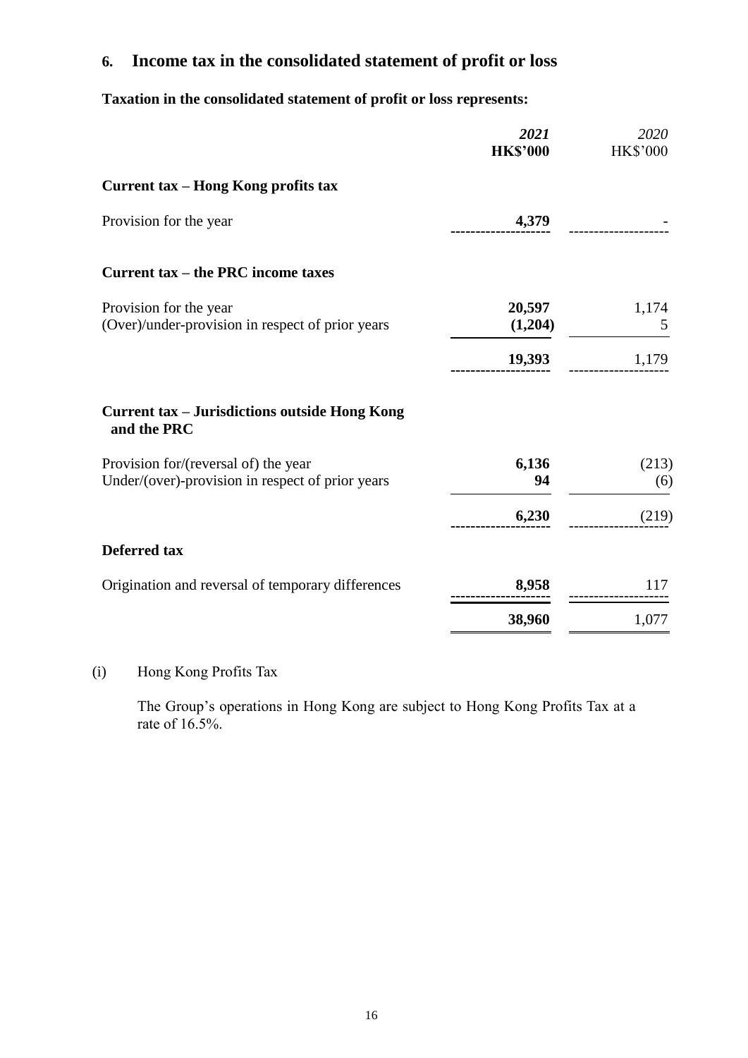## 6. Income tax in the consolidated statement of profit or loss

**Taxation in the consolidated statement of profit or loss represents:**

| | ***2021*** | *2020* |
|---|---|---|
| | **HK$'000** | HK$'000 |
| **Current tax – Hong Kong profits tax** | | |
| Provision for the year | **4,379** | - |
| **Current tax – the PRC income taxes** | | |
| Provision for the year | **20,597** | 1,174 |
| (Over)/under-provision in respect of prior years | **(1,204)** | 5 |
| | **19,393** | 1,179 |
| **Current tax – Jurisdictions outside Hong Kong and the PRC** | | |
| Provision for/(reversal of) the year | **6,136** | (213) |
| Under/(over)-provision in respect of prior years | **94** | (6) |
| | **6,230** | (219) |
| **Deferred tax** | | |
| Origination and reversal of temporary differences | **8,958** | 117 |
| | **38,960** | 1,077 |

(i) Hong Kong Profits Tax

The Group's operations in Hong Kong are subject to Hong Kong Profits Tax at a rate of 16.5%.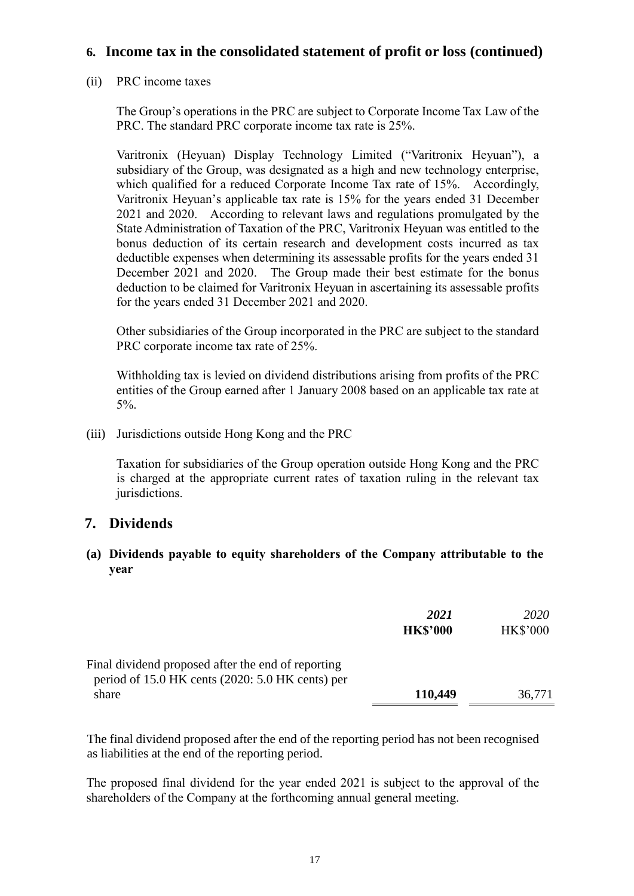## 6. Income tax in the consolidated statement of profit or loss (continued)

(ii) PRC income taxes

The Group's operations in the PRC are subject to Corporate Income Tax Law of the PRC. The standard PRC corporate income tax rate is 25%.

Varitronix (Heyuan) Display Technology Limited ("Varitronix Heyuan"), a subsidiary of the Group, was designated as a high and new technology enterprise, which qualified for a reduced Corporate Income Tax rate of 15%. Accordingly, Varitronix Heyuan's applicable tax rate is 15% for the years ended 31 December 2021 and 2020. According to relevant laws and regulations promulgated by the State Administration of Taxation of the PRC, Varitronix Heyuan was entitled to the bonus deduction of its certain research and development costs incurred as tax deductible expenses when determining its assessable profits for the years ended 31 December 2021 and 2020. The Group made their best estimate for the bonus deduction to be claimed for Varitronix Heyuan in ascertaining its assessable profits for the years ended 31 December 2021 and 2020.

Other subsidiaries of the Group incorporated in the PRC are subject to the standard PRC corporate income tax rate of 25%.

Withholding tax is levied on dividend distributions arising from profits of the PRC entities of the Group earned after 1 January 2008 based on an applicable tax rate at 5%.

(iii) Jurisdictions outside Hong Kong and the PRC

Taxation for subsidiaries of the Group operation outside Hong Kong and the PRC is charged at the appropriate current rates of taxation ruling in the relevant tax jurisdictions.

## 7. Dividends

### (a) Dividends payable to equity shareholders of the Company attributable to the year

| | ***2021*** | *2020* |
|---|---|---|
| | **HK$'000** | HK$'000 |
| Final dividend proposed after the end of reporting period of 15.0 HK cents (2020: 5.0 HK cents) per share | **110,449** | 36,771 |

The final dividend proposed after the end of the reporting period has not been recognised as liabilities at the end of the reporting period.

The proposed final dividend for the year ended 2021 is subject to the approval of the shareholders of the Company at the forthcoming annual general meeting.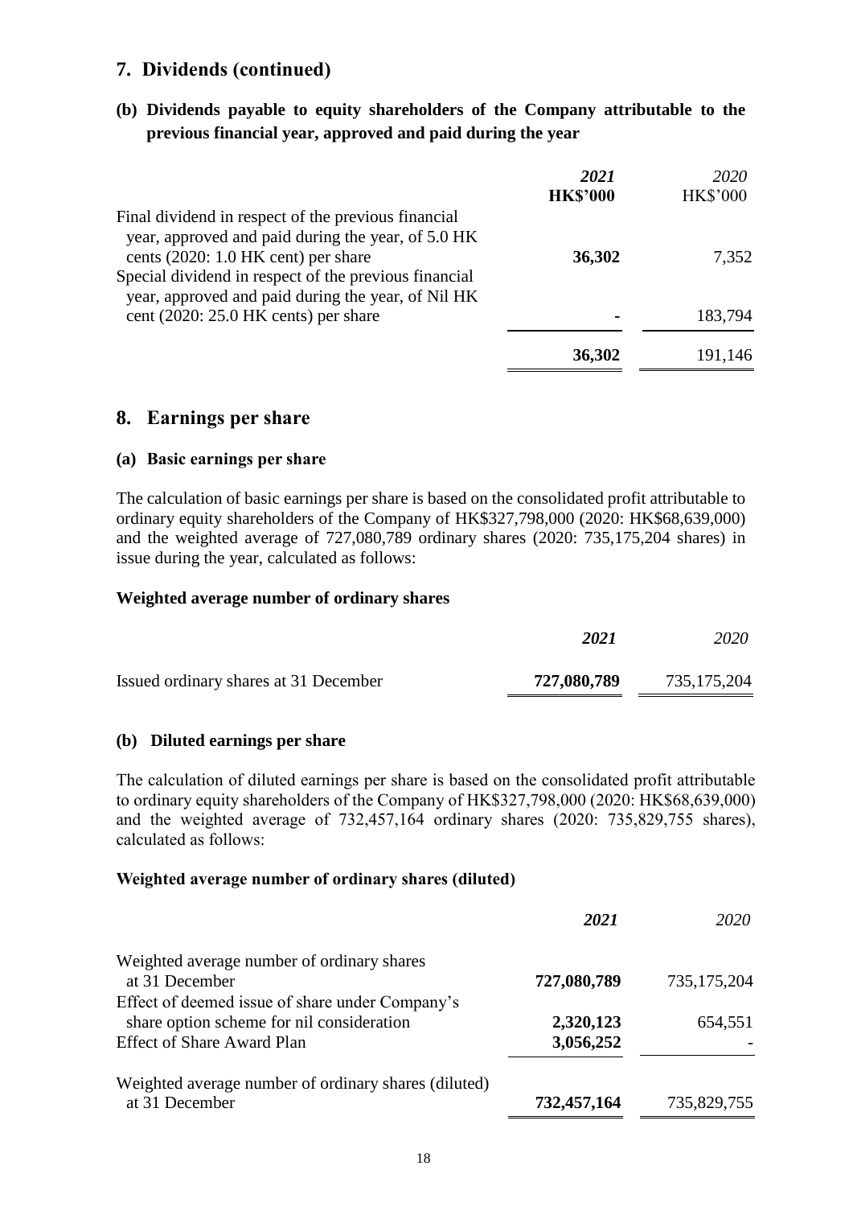## 7. Dividends (continued)

### (b) Dividends payable to equity shareholders of the Company attributable to the previous financial year, approved and paid during the year

| | *2021* **HK$'000** | *2020* HK$'000 |
|---|---|---|
| Final dividend in respect of the previous financial year, approved and paid during the year, of 5.0 HK cents (2020: 1.0 HK cent) per share | **36,302** | 7,352 |
| Special dividend in respect of the previous financial year, approved and paid during the year, of Nil HK cent (2020: 25.0 HK cents) per share | **-** | 183,794 |
| | **36,302** | 191,146 |

## 8. Earnings per share

### (a) Basic earnings per share

The calculation of basic earnings per share is based on the consolidated profit attributable to ordinary equity shareholders of the Company of HK$327,798,000 (2020: HK$68,639,000) and the weighted average of 727,080,789 ordinary shares (2020: 735,175,204 shares) in issue during the year, calculated as follows:

**Weighted average number of ordinary shares**

| | *2021* | *2020* |
|---|---|---|
| Issued ordinary shares at 31 December | **727,080,789** | 735,175,204 |

### (b) Diluted earnings per share

The calculation of diluted earnings per share is based on the consolidated profit attributable to ordinary equity shareholders of the Company of HK$327,798,000 (2020: HK$68,639,000) and the weighted average of 732,457,164 ordinary shares (2020: 735,829,755 shares), calculated as follows:

**Weighted average number of ordinary shares (diluted)**

| | *2021* | *2020* |
|---|---|---|
| Weighted average number of ordinary shares at 31 December | **727,080,789** | 735,175,204 |
| Effect of deemed issue of share under Company's share option scheme for nil consideration | **2,320,123** | 654,551 |
| Effect of Share Award Plan | **3,056,252** | - |
| Weighted average number of ordinary shares (diluted) at 31 December | **732,457,164** | 735,829,755 |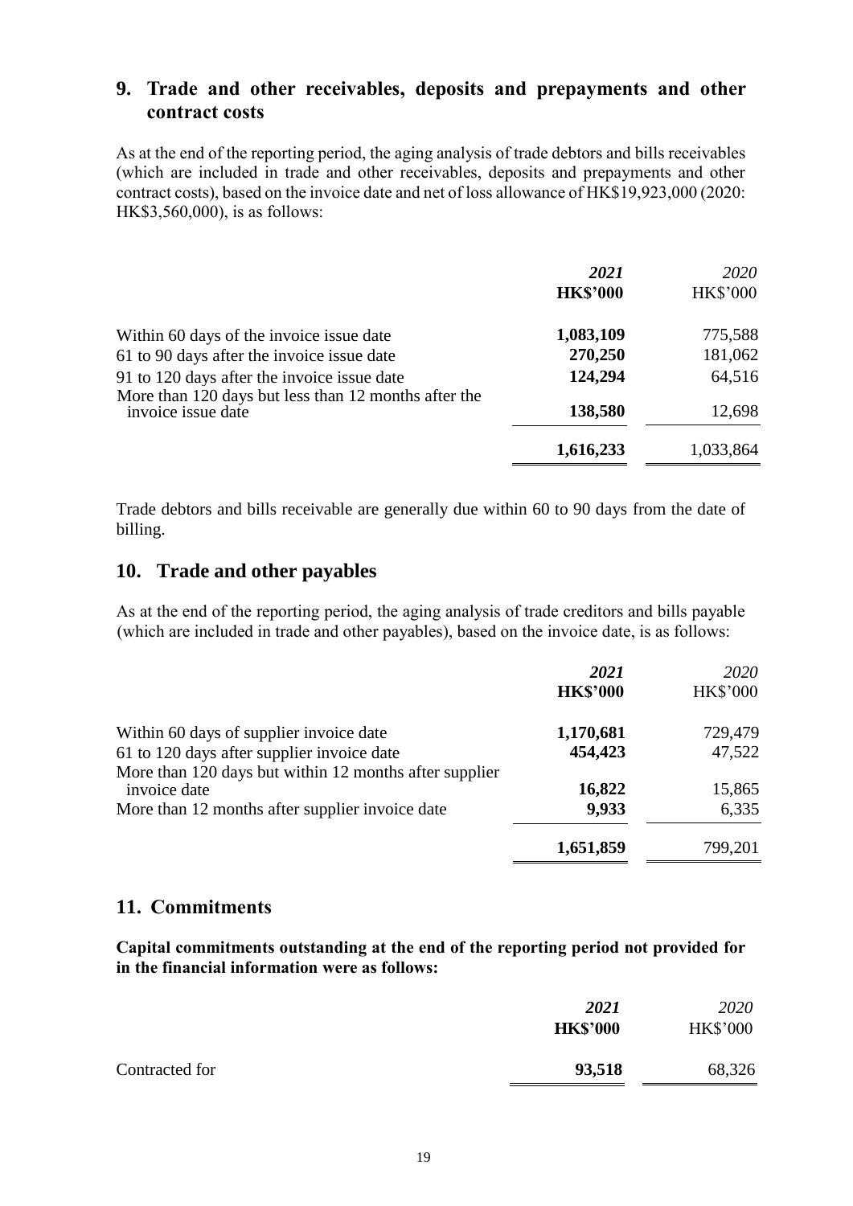## 9. Trade and other receivables, deposits and prepayments and other contract costs

As at the end of the reporting period, the aging analysis of trade debtors and bills receivables (which are included in trade and other receivables, deposits and prepayments and other contract costs), based on the invoice date and net of loss allowance of HK$19,923,000 (2020: HK$3,560,000), is as follows:

| | ***2021*** | *2020* |
|---|---|---|
| | **HK$'000** | HK$'000 |
| Within 60 days of the invoice issue date | **1,083,109** | 775,588 |
| 61 to 90 days after the invoice issue date | **270,250** | 181,062 |
| 91 to 120 days after the invoice issue date | **124,294** | 64,516 |
| More than 120 days but less than 12 months after the invoice issue date | **138,580** | 12,698 |
| | **1,616,233** | 1,033,864 |

Trade debtors and bills receivable are generally due within 60 to 90 days from the date of billing.

## 10. Trade and other payables

As at the end of the reporting period, the aging analysis of trade creditors and bills payable (which are included in trade and other payables), based on the invoice date, is as follows:

| | ***2021*** | *2020* |
|---|---|---|
| | **HK$'000** | HK$'000 |
| Within 60 days of supplier invoice date | **1,170,681** | 729,479 |
| 61 to 120 days after supplier invoice date | **454,423** | 47,522 |
| More than 120 days but within 12 months after supplier invoice date | **16,822** | 15,865 |
| More than 12 months after supplier invoice date | **9,933** | 6,335 |
| | **1,651,859** | 799,201 |

## 11. Commitments

**Capital commitments outstanding at the end of the reporting period not provided for in the financial information were as follows:**

| | ***2021*** | *2020* |
|---|---|---|
| | **HK$'000** | HK$'000 |
| Contracted for | **93,518** | 68,326 |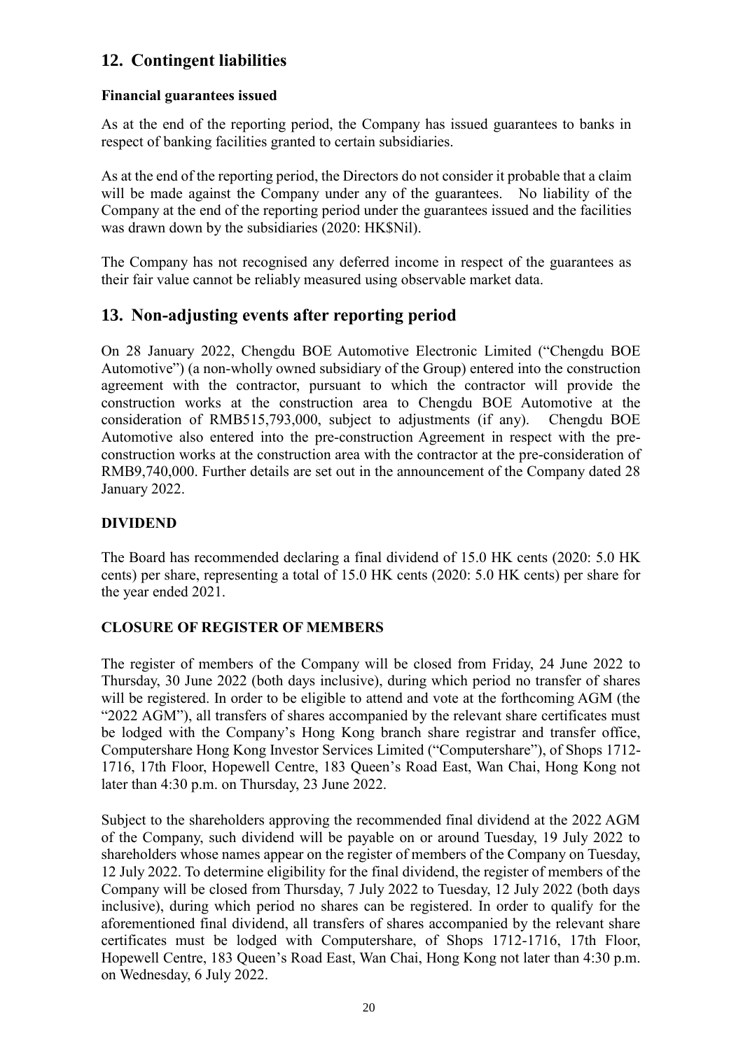## 12. Contingent liabilities

**Financial guarantees issued**

As at the end of the reporting period, the Company has issued guarantees to banks in respect of banking facilities granted to certain subsidiaries.

As at the end of the reporting period, the Directors do not consider it probable that a claim will be made against the Company under any of the guarantees. No liability of the Company at the end of the reporting period under the guarantees issued and the facilities was drawn down by the subsidiaries (2020: HK$Nil).

The Company has not recognised any deferred income in respect of the guarantees as their fair value cannot be reliably measured using observable market data.

## 13. Non-adjusting events after reporting period

On 28 January 2022, Chengdu BOE Automotive Electronic Limited ("Chengdu BOE Automotive") (a non-wholly owned subsidiary of the Group) entered into the construction agreement with the contractor, pursuant to which the contractor will provide the construction works at the construction area to Chengdu BOE Automotive at the consideration of RMB515,793,000, subject to adjustments (if any). Chengdu BOE Automotive also entered into the pre-construction Agreement in respect with the pre-construction works at the construction area with the contractor at the pre-consideration of RMB9,740,000. Further details are set out in the announcement of the Company dated 28 January 2022.

### DIVIDEND

The Board has recommended declaring a final dividend of 15.0 HK cents (2020: 5.0 HK cents) per share, representing a total of 15.0 HK cents (2020: 5.0 HK cents) per share for the year ended 2021.

### CLOSURE OF REGISTER OF MEMBERS

The register of members of the Company will be closed from Friday, 24 June 2022 to Thursday, 30 June 2022 (both days inclusive), during which period no transfer of shares will be registered. In order to be eligible to attend and vote at the forthcoming AGM (the "2022 AGM"), all transfers of shares accompanied by the relevant share certificates must be lodged with the Company's Hong Kong branch share registrar and transfer office, Computershare Hong Kong Investor Services Limited ("Computershare"), of Shops 1712-1716, 17th Floor, Hopewell Centre, 183 Queen's Road East, Wan Chai, Hong Kong not later than 4:30 p.m. on Thursday, 23 June 2022.

Subject to the shareholders approving the recommended final dividend at the 2022 AGM of the Company, such dividend will be payable on or around Tuesday, 19 July 2022 to shareholders whose names appear on the register of members of the Company on Tuesday, 12 July 2022. To determine eligibility for the final dividend, the register of members of the Company will be closed from Thursday, 7 July 2022 to Tuesday, 12 July 2022 (both days inclusive), during which period no shares can be registered. In order to qualify for the aforementioned final dividend, all transfers of shares accompanied by the relevant share certificates must be lodged with Computershare, of Shops 1712-1716, 17th Floor, Hopewell Centre, 183 Queen's Road East, Wan Chai, Hong Kong not later than 4:30 p.m. on Wednesday, 6 July 2022.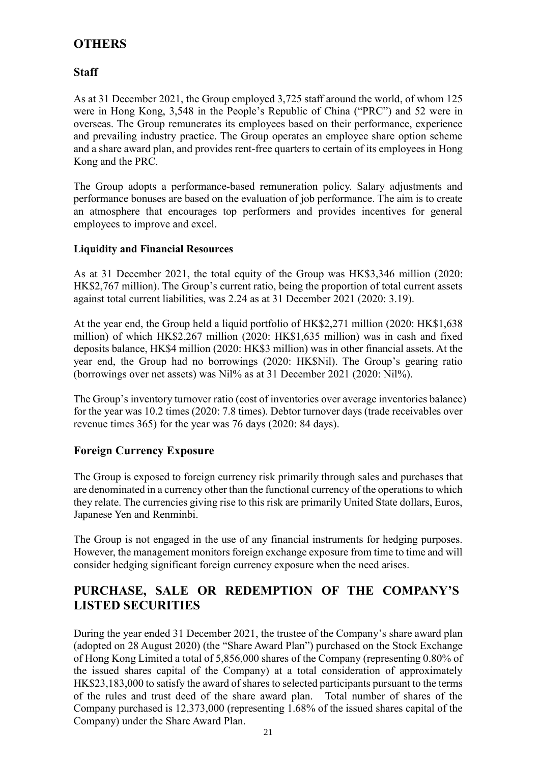# OTHERS

## Staff

As at 31 December 2021, the Group employed 3,725 staff around the world, of whom 125 were in Hong Kong, 3,548 in the People's Republic of China ("PRC") and 52 were in overseas. The Group remunerates its employees based on their performance, experience and prevailing industry practice. The Group operates an employee share option scheme and a share award plan, and provides rent-free quarters to certain of its employees in Hong Kong and the PRC.

The Group adopts a performance-based remuneration policy. Salary adjustments and performance bonuses are based on the evaluation of job performance. The aim is to create an atmosphere that encourages top performers and provides incentives for general employees to improve and excel.

### Liquidity and Financial Resources

As at 31 December 2021, the total equity of the Group was HK$3,346 million (2020: HK$2,767 million). The Group's current ratio, being the proportion of total current assets against total current liabilities, was 2.24 as at 31 December 2021 (2020: 3.19).

At the year end, the Group held a liquid portfolio of HK$2,271 million (2020: HK$1,638 million) of which HK$2,267 million (2020: HK$1,635 million) was in cash and fixed deposits balance, HK$4 million (2020: HK$3 million) was in other financial assets. At the year end, the Group had no borrowings (2020: HK$Nil). The Group's gearing ratio (borrowings over net assets) was Nil% as at 31 December 2021 (2020: Nil%).

The Group's inventory turnover ratio (cost of inventories over average inventories balance) for the year was 10.2 times (2020: 7.8 times). Debtor turnover days (trade receivables over revenue times 365) for the year was 76 days (2020: 84 days).

## Foreign Currency Exposure

The Group is exposed to foreign currency risk primarily through sales and purchases that are denominated in a currency other than the functional currency of the operations to which they relate. The currencies giving rise to this risk are primarily United State dollars, Euros, Japanese Yen and Renminbi.

The Group is not engaged in the use of any financial instruments for hedging purposes. However, the management monitors foreign exchange exposure from time to time and will consider hedging significant foreign currency exposure when the need arises.

# PURCHASE, SALE OR REDEMPTION OF THE COMPANY'S LISTED SECURITIES

During the year ended 31 December 2021, the trustee of the Company's share award plan (adopted on 28 August 2020) (the "Share Award Plan") purchased on the Stock Exchange of Hong Kong Limited a total of 5,856,000 shares of the Company (representing 0.80% of the issued shares capital of the Company) at a total consideration of approximately HK$23,183,000 to satisfy the award of shares to selected participants pursuant to the terms of the rules and trust deed of the share award plan. Total number of shares of the Company purchased is 12,373,000 (representing 1.68% of the issued shares capital of the Company) under the Share Award Plan.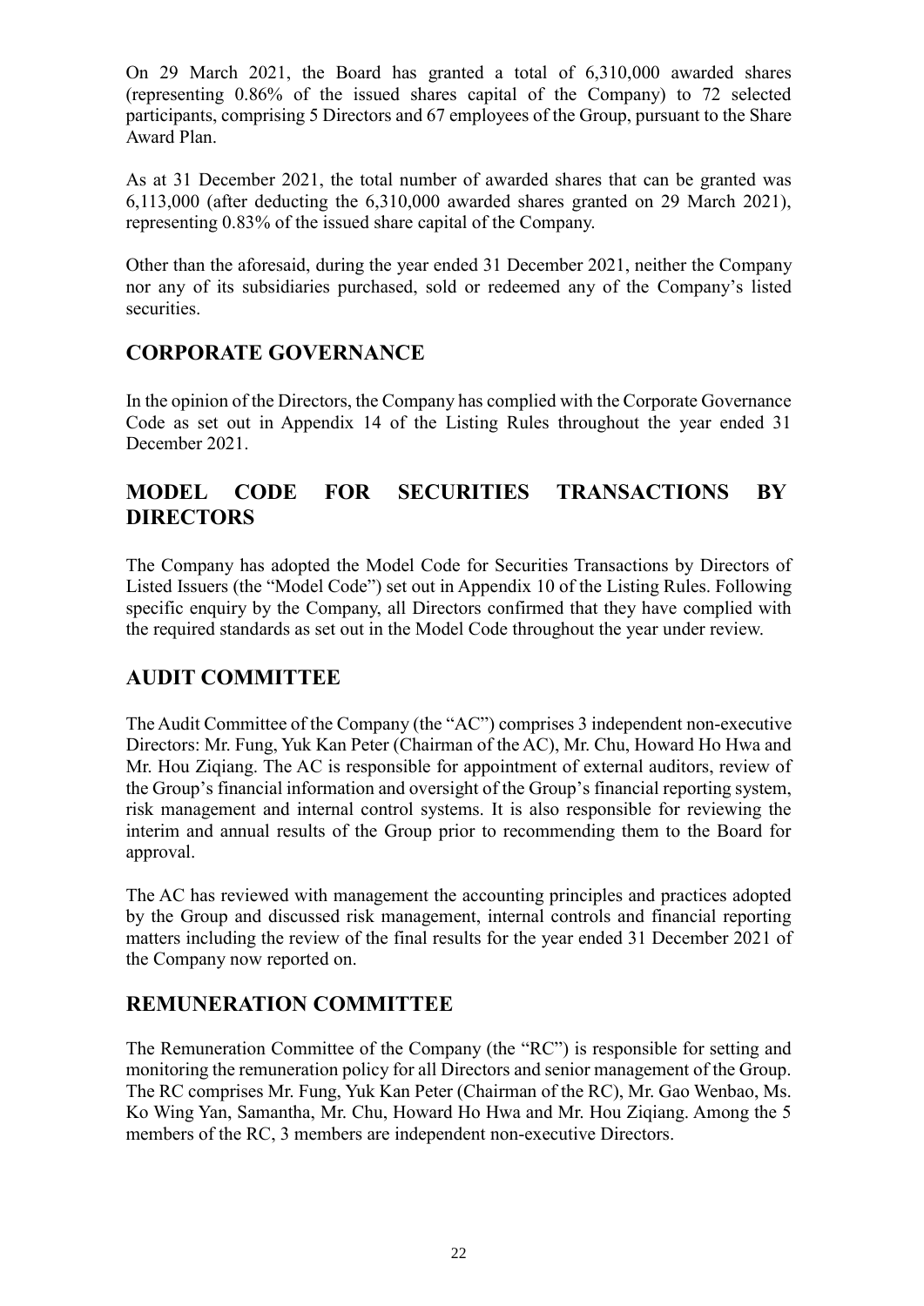On 29 March 2021, the Board has granted a total of 6,310,000 awarded shares (representing 0.86% of the issued shares capital of the Company) to 72 selected participants, comprising 5 Directors and 67 employees of the Group, pursuant to the Share Award Plan.

As at 31 December 2021, the total number of awarded shares that can be granted was 6,113,000 (after deducting the 6,310,000 awarded shares granted on 29 March 2021), representing 0.83% of the issued share capital of the Company.

Other than the aforesaid, during the year ended 31 December 2021, neither the Company nor any of its subsidiaries purchased, sold or redeemed any of the Company's listed securities.

## CORPORATE GOVERNANCE

In the opinion of the Directors, the Company has complied with the Corporate Governance Code as set out in Appendix 14 of the Listing Rules throughout the year ended 31 December 2021.

## MODEL CODE FOR SECURITIES TRANSACTIONS BY DIRECTORS

The Company has adopted the Model Code for Securities Transactions by Directors of Listed Issuers (the "Model Code") set out in Appendix 10 of the Listing Rules. Following specific enquiry by the Company, all Directors confirmed that they have complied with the required standards as set out in the Model Code throughout the year under review.

## AUDIT COMMITTEE

The Audit Committee of the Company (the "AC") comprises 3 independent non-executive Directors: Mr. Fung, Yuk Kan Peter (Chairman of the AC), Mr. Chu, Howard Ho Hwa and Mr. Hou Ziqiang. The AC is responsible for appointment of external auditors, review of the Group's financial information and oversight of the Group's financial reporting system, risk management and internal control systems. It is also responsible for reviewing the interim and annual results of the Group prior to recommending them to the Board for approval.

The AC has reviewed with management the accounting principles and practices adopted by the Group and discussed risk management, internal controls and financial reporting matters including the review of the final results for the year ended 31 December 2021 of the Company now reported on.

## REMUNERATION COMMITTEE

The Remuneration Committee of the Company (the "RC") is responsible for setting and monitoring the remuneration policy for all Directors and senior management of the Group. The RC comprises Mr. Fung, Yuk Kan Peter (Chairman of the RC), Mr. Gao Wenbao, Ms. Ko Wing Yan, Samantha, Mr. Chu, Howard Ho Hwa and Mr. Hou Ziqiang. Among the 5 members of the RC, 3 members are independent non-executive Directors.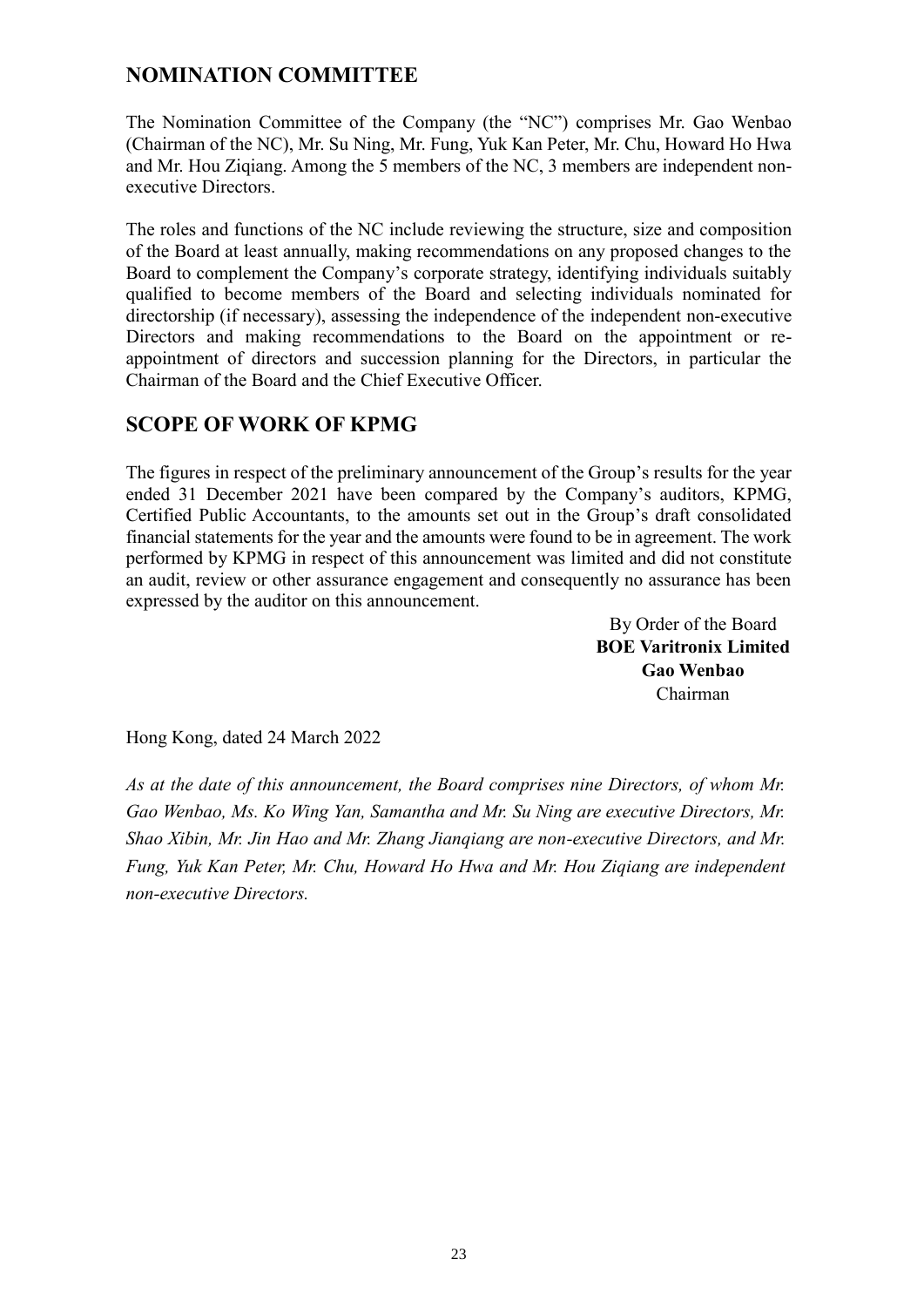## NOMINATION COMMITTEE

The Nomination Committee of the Company (the "NC") comprises Mr. Gao Wenbao (Chairman of the NC), Mr. Su Ning, Mr. Fung, Yuk Kan Peter, Mr. Chu, Howard Ho Hwa and Mr. Hou Ziqiang. Among the 5 members of the NC, 3 members are independent non-executive Directors.

The roles and functions of the NC include reviewing the structure, size and composition of the Board at least annually, making recommendations on any proposed changes to the Board to complement the Company's corporate strategy, identifying individuals suitably qualified to become members of the Board and selecting individuals nominated for directorship (if necessary), assessing the independence of the independent non-executive Directors and making recommendations to the Board on the appointment or re-appointment of directors and succession planning for the Directors, in particular the Chairman of the Board and the Chief Executive Officer.

## SCOPE OF WORK OF KPMG

The figures in respect of the preliminary announcement of the Group's results for the year ended 31 December 2021 have been compared by the Company's auditors, KPMG, Certified Public Accountants, to the amounts set out in the Group's draft consolidated financial statements for the year and the amounts were found to be in agreement. The work performed by KPMG in respect of this announcement was limited and did not constitute an audit, review or other assurance engagement and consequently no assurance has been expressed by the auditor on this announcement.

By Order of the Board
**BOE Varitronix Limited**
**Gao Wenbao**
Chairman

Hong Kong, dated 24 March 2022

*As at the date of this announcement, the Board comprises nine Directors, of whom Mr. Gao Wenbao, Ms. Ko Wing Yan, Samantha and Mr. Su Ning are executive Directors, Mr. Shao Xibin, Mr. Jin Hao and Mr. Zhang Jianqiang are non-executive Directors, and Mr. Fung, Yuk Kan Peter, Mr. Chu, Howard Ho Hwa and Mr. Hou Ziqiang are independent non-executive Directors.*